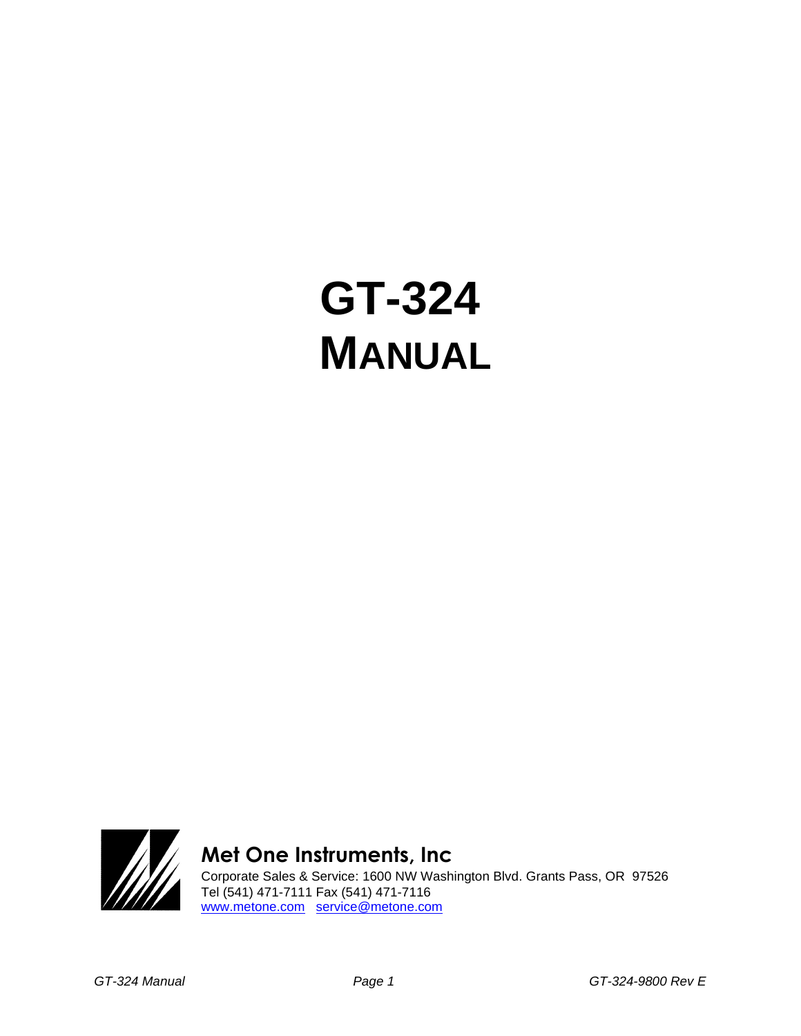# GT-324

# MANUAL

**Met One Instruments, Inc**

Corporate Sales & Service: 1600 NW Washington Blvd. Grants Pass, OR 97526
Tel (541) 471-7111 Fax (541) 471-7116
www.metone.com service@metone.com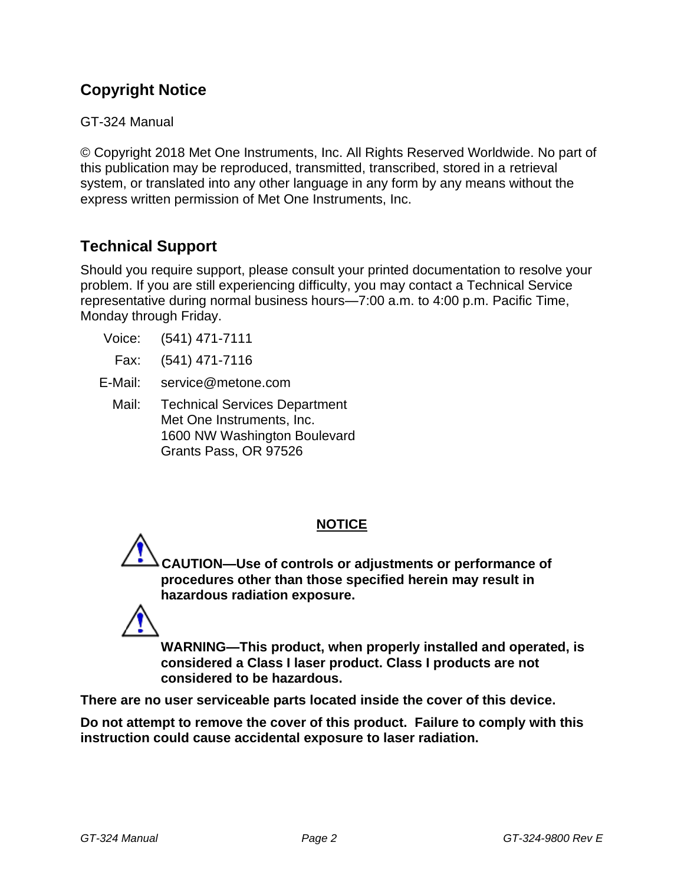## Copyright Notice

GT-324 Manual

© Copyright 2018 Met One Instruments, Inc. All Rights Reserved Worldwide. No part of this publication may be reproduced, transmitted, transcribed, stored in a retrieval system, or translated into any other language in any form by any means without the express written permission of Met One Instruments, Inc.

## Technical Support

Should you require support, please consult your printed documentation to resolve your problem. If you are still experiencing difficulty, you may contact a Technical Service representative during normal business hours—7:00 a.m. to 4:00 p.m. Pacific Time, Monday through Friday.

Voice: (541) 471-7111

Fax: (541) 471-7116

E-Mail: service@metone.com

Mail: Technical Services Department
Met One Instruments, Inc.
1600 NW Washington Boulevard
Grants Pass, OR 97526

**NOTICE**

**CAUTION—Use of controls or adjustments or performance of procedures other than those specified herein may result in hazardous radiation exposure.**

**WARNING—This product, when properly installed and operated, is considered a Class I laser product. Class I products are not considered to be hazardous.**

**There are no user serviceable parts located inside the cover of this device.**

**Do not attempt to remove the cover of this product. Failure to comply with this instruction could cause accidental exposure to laser radiation.**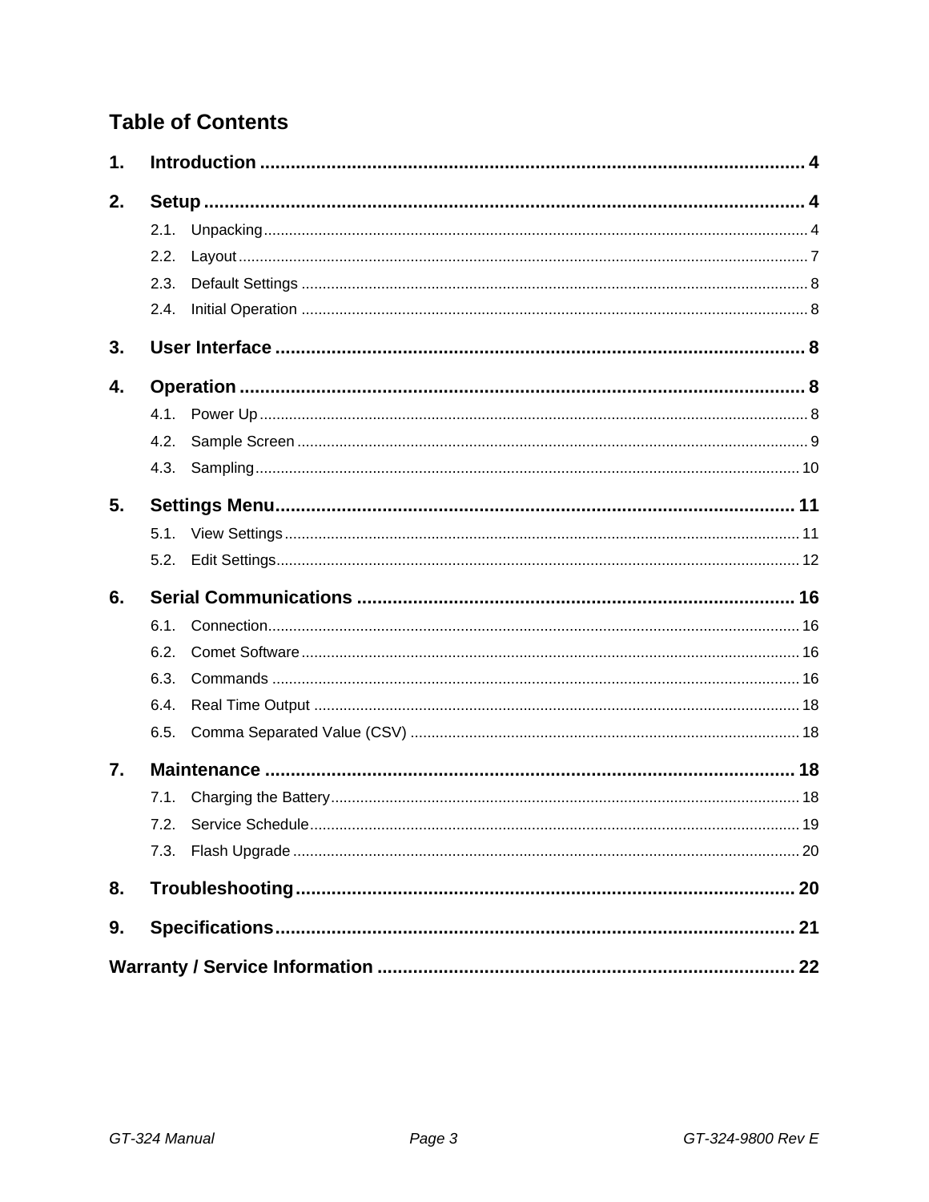# Table of Contents

1. **Introduction** ..... 4
2. **Setup** ..... 4
   - 2.1. Unpacking ..... 4
   - 2.2. Layout ..... 7
   - 2.3. Default Settings ..... 8
   - 2.4. Initial Operation ..... 8
3. **User Interface** ..... 8
4. **Operation** ..... 8
   - 4.1. Power Up ..... 8
   - 4.2. Sample Screen ..... 9
   - 4.3. Sampling ..... 10
5. **Settings Menu** ..... 11
   - 5.1. View Settings ..... 11
   - 5.2. Edit Settings ..... 12
6. **Serial Communications** ..... 16
   - 6.1. Connection ..... 16
   - 6.2. Comet Software ..... 16
   - 6.3. Commands ..... 16
   - 6.4. Real Time Output ..... 18
   - 6.5. Comma Separated Value (CSV) ..... 18
7. **Maintenance** ..... 18
   - 7.1. Charging the Battery ..... 18
   - 7.2. Service Schedule ..... 19
   - 7.3. Flash Upgrade ..... 20
8. **Troubleshooting** ..... 20
9. **Specifications** ..... 21

**Warranty / Service Information** ..... 22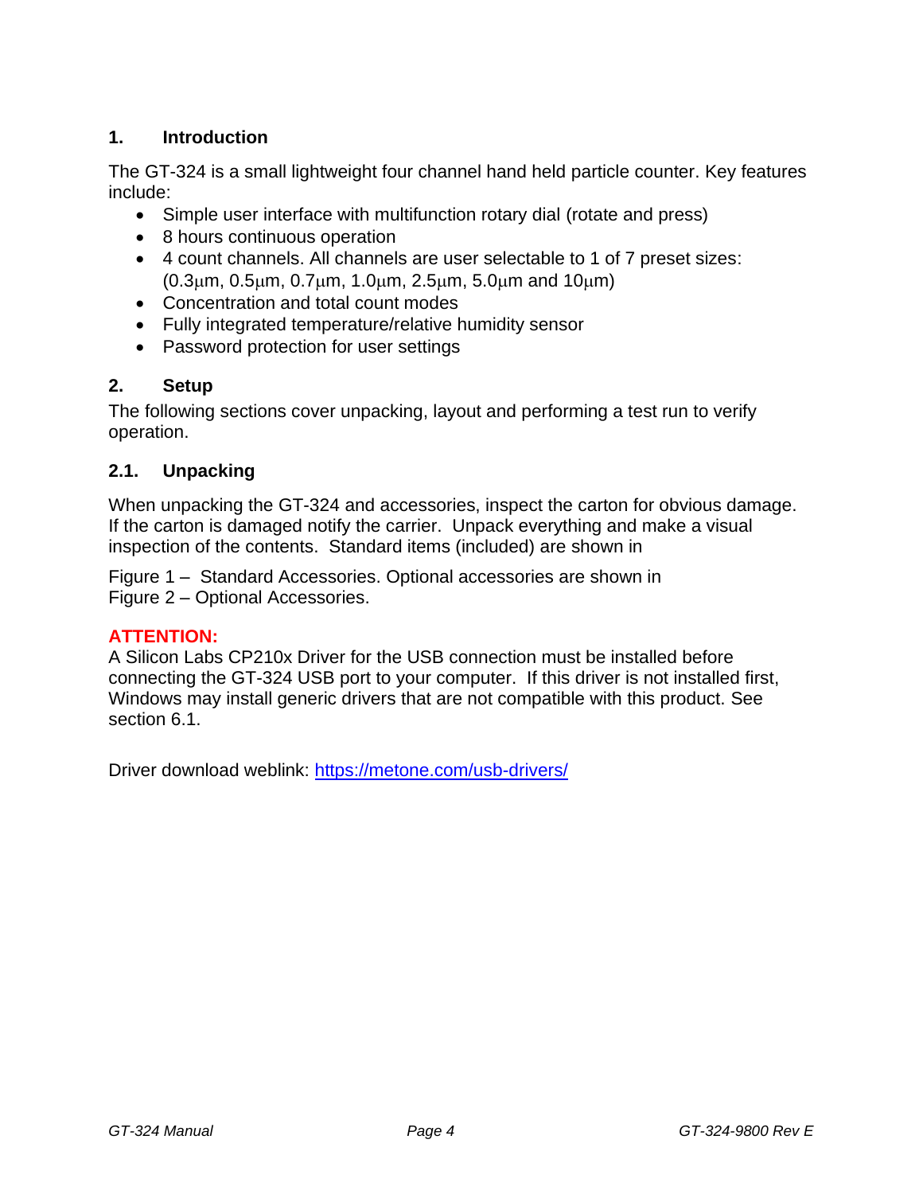## 1. Introduction

The GT-324 is a small lightweight four channel hand held particle counter. Key features include:

- Simple user interface with multifunction rotary dial (rotate and press)
- 8 hours continuous operation
- 4 count channels. All channels are user selectable to 1 of 7 preset sizes: (0.3μm, 0.5μm, 0.7μm, 1.0μm, 2.5μm, 5.0μm and 10μm)
- Concentration and total count modes
- Fully integrated temperature/relative humidity sensor
- Password protection for user settings

## 2. Setup

The following sections cover unpacking, layout and performing a test run to verify operation.

### 2.1. Unpacking

When unpacking the GT-324 and accessories, inspect the carton for obvious damage. If the carton is damaged notify the carrier. Unpack everything and make a visual inspection of the contents. Standard items (included) are shown in

Figure 1 – Standard Accessories. Optional accessories are shown in Figure 2 – Optional Accessories.

**ATTENTION:**
A Silicon Labs CP210x Driver for the USB connection must be installed before connecting the GT-324 USB port to your computer. If this driver is not installed first, Windows may install generic drivers that are not compatible with this product. See section 6.1.

Driver download weblink: https://metone.com/usb-drivers/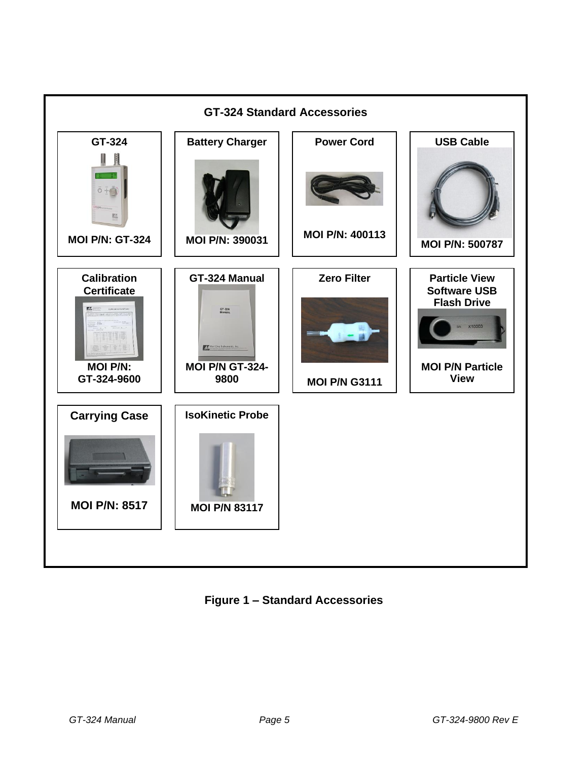## GT-324 Standard Accessories

| GT-324 | Battery Charger | Power Cord | USB Cable |
| --- | --- | --- | --- |
| MOI P/N: GT-324 | MOI P/N: 390031 | MOI P/N: 400113 | MOI P/N: 500787 |

| Calibration Certificate | GT-324 Manual | Zero Filter | Particle View Software USB Flash Drive |
| --- | --- | --- | --- |
| MOI P/N: GT-324-9600 | MOI P/N GT-324-9800 | MOI P/N G3111 | MOI P/N Particle View |

| Carrying Case | IsoKinetic Probe |
| --- | --- |
| MOI P/N: 8517 | MOI P/N 83117 |

**Figure 1 – Standard Accessories**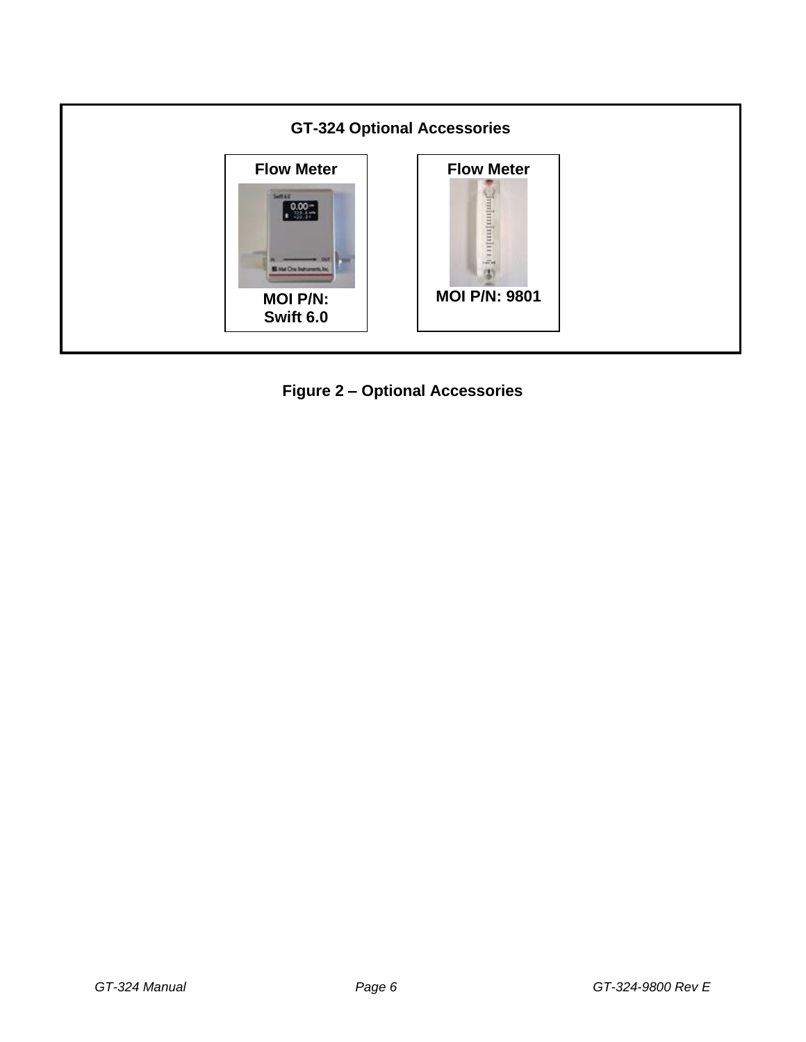**GT-324 Optional Accessories**

| Flow Meter | Flow Meter |
| --- | --- |
| MOI P/N: Swift 6.0 | MOI P/N: 9801 |

**Figure 2 – Optional Accessories**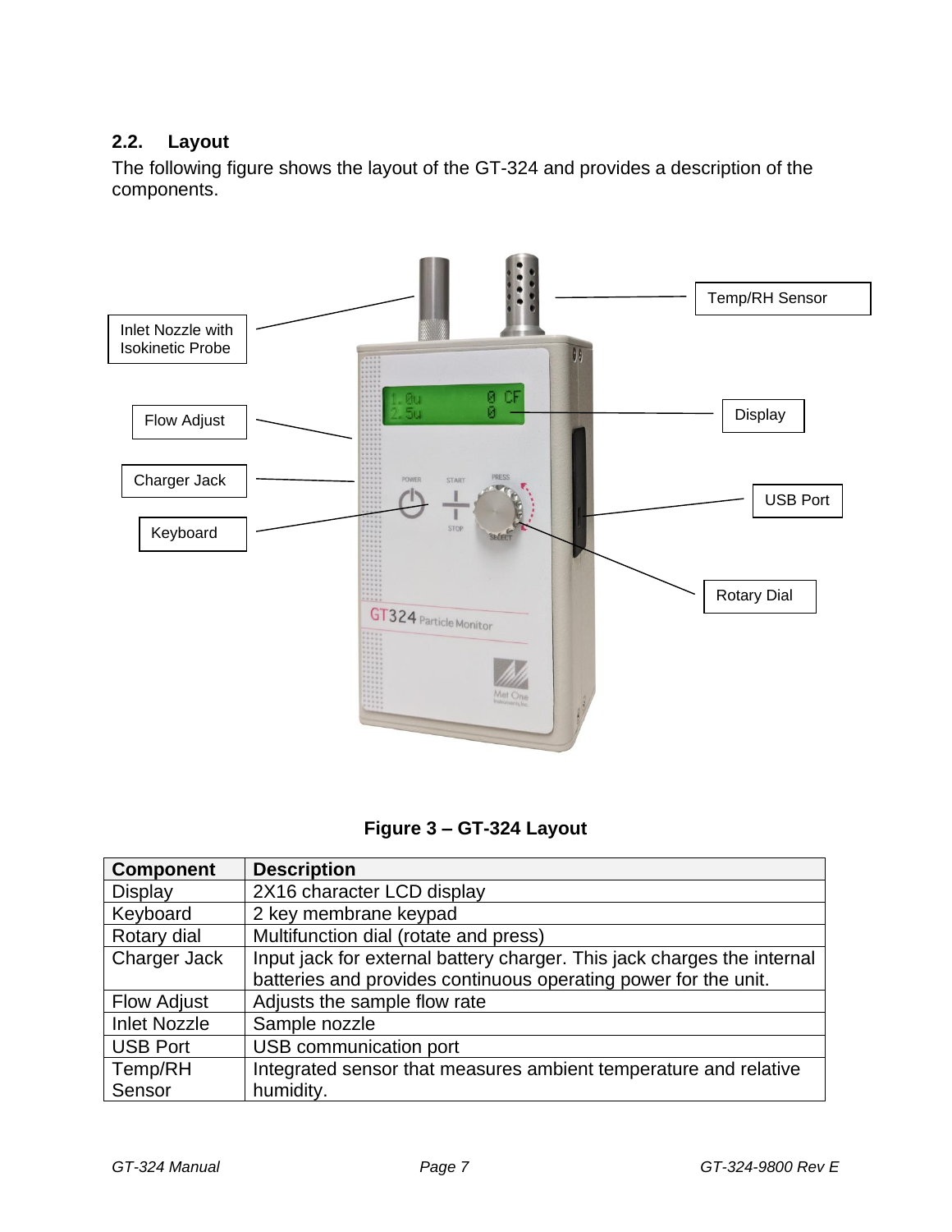## 2.2. Layout

The following figure shows the layout of the GT-324 and provides a description of the components.

**Figure 3 – GT-324 Layout**

| Component | Description |
|---|---|
| Display | 2X16 character LCD display |
| Keyboard | 2 key membrane keypad |
| Rotary dial | Multifunction dial (rotate and press) |
| Charger Jack | Input jack for external battery charger. This jack charges the internal batteries and provides continuous operating power for the unit. |
| Flow Adjust | Adjusts the sample flow rate |
| Inlet Nozzle | Sample nozzle |
| USB Port | USB communication port |
| Temp/RH Sensor | Integrated sensor that measures ambient temperature and relative humidity. |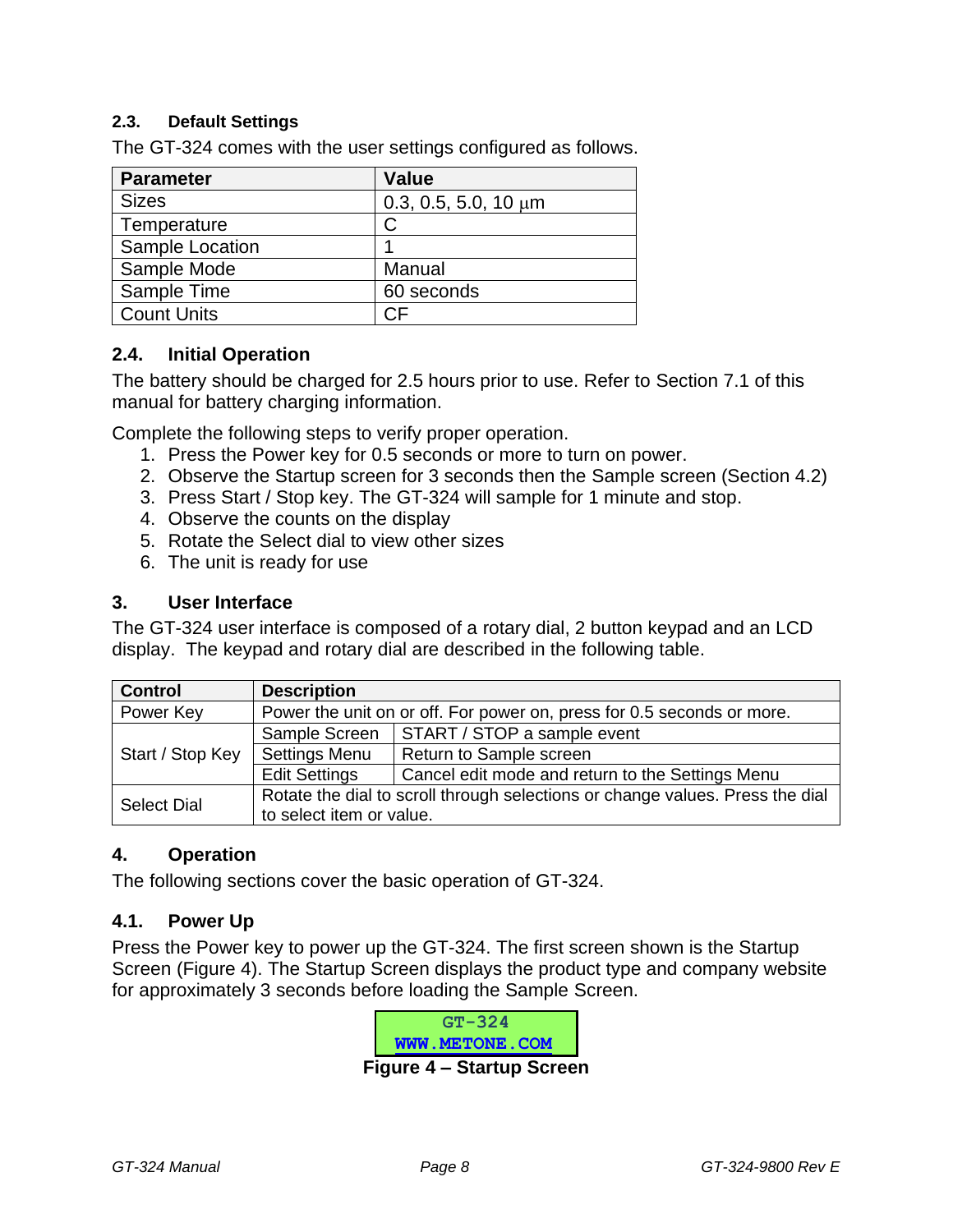### 2.3. Default Settings

The GT-324 comes with the user settings configured as follows.

| Parameter | Value |
|---|---|
| Sizes | 0.3, 0.5, 5.0, 10 μm |
| Temperature | C |
| Sample Location | 1 |
| Sample Mode | Manual |
| Sample Time | 60 seconds |
| Count Units | CF |

### 2.4. Initial Operation

The battery should be charged for 2.5 hours prior to use. Refer to Section 7.1 of this manual for battery charging information.

Complete the following steps to verify proper operation.

1. Press the Power key for 0.5 seconds or more to turn on power.
2. Observe the Startup screen for 3 seconds then the Sample screen (Section 4.2)
3. Press Start / Stop key. The GT-324 will sample for 1 minute and stop.
4. Observe the counts on the display
5. Rotate the Select dial to view other sizes
6. The unit is ready for use

## 3. User Interface

The GT-324 user interface is composed of a rotary dial, 2 button keypad and an LCD display. The keypad and rotary dial are described in the following table.

| Control | Description | |
|---|---|---|
| Power Key | Power the unit on or off. For power on, press for 0.5 seconds or more. | |
| Start / Stop Key | Sample Screen | START / STOP a sample event |
| | Settings Menu | Return to Sample screen |
| | Edit Settings | Cancel edit mode and return to the Settings Menu |
| Select Dial | Rotate the dial to scroll through selections or change values. Press the dial to select item or value. | |

## 4. Operation

The following sections cover the basic operation of GT-324.

### 4.1. Power Up

Press the Power key to power up the GT-324. The first screen shown is the Startup Screen (Figure 4). The Startup Screen displays the product type and company website for approximately 3 seconds before loading the Sample Screen.

```
GT-324
WWW.METONE.COM
```

**Figure 4 – Startup Screen**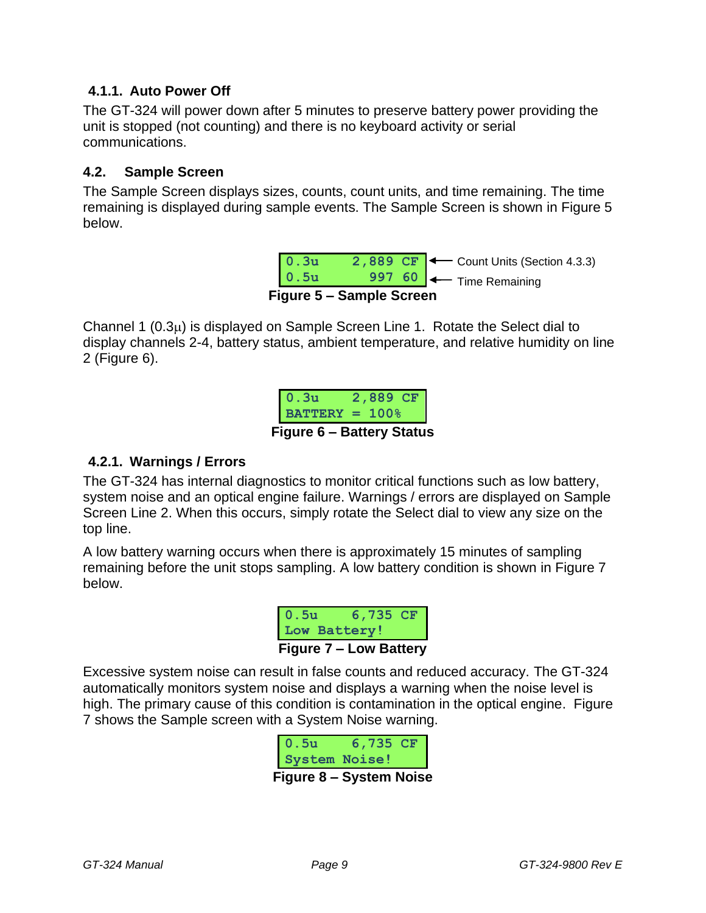### 4.1.1. Auto Power Off

The GT-324 will power down after 5 minutes to preserve battery power providing the unit is stopped (not counting) and there is no keyboard activity or serial communications.

## 4.2. Sample Screen

The Sample Screen displays sizes, counts, count units, and time remaining. The time remaining is displayed during sample events. The Sample Screen is shown in Figure 5 below.

```
0.3u     2,889 CF   ← Count Units (Section 4.3.3)
0.5u       997 60   ← Time Remaining
```

**Figure 5 – Sample Screen**

Channel 1 (0.3µ) is displayed on Sample Screen Line 1. Rotate the Select dial to display channels 2-4, battery status, ambient temperature, and relative humidity on line 2 (Figure 6).

```
0.3u     2,889 CF
BATTERY = 100%
```

**Figure 6 – Battery Status**

### 4.2.1. Warnings / Errors

The GT-324 has internal diagnostics to monitor critical functions such as low battery, system noise and an optical engine failure. Warnings / errors are displayed on Sample Screen Line 2. When this occurs, simply rotate the Select dial to view any size on the top line.

A low battery warning occurs when there is approximately 15 minutes of sampling remaining before the unit stops sampling. A low battery condition is shown in Figure 7 below.

```
0.5u     6,735 CF
Low Battery!
```

**Figure 7 – Low Battery**

Excessive system noise can result in false counts and reduced accuracy. The GT-324 automatically monitors system noise and displays a warning when the noise level is high. The primary cause of this condition is contamination in the optical engine. Figure 7 shows the Sample screen with a System Noise warning.

```
0.5u     6,735 CF
System Noise!
```

**Figure 8 – System Noise**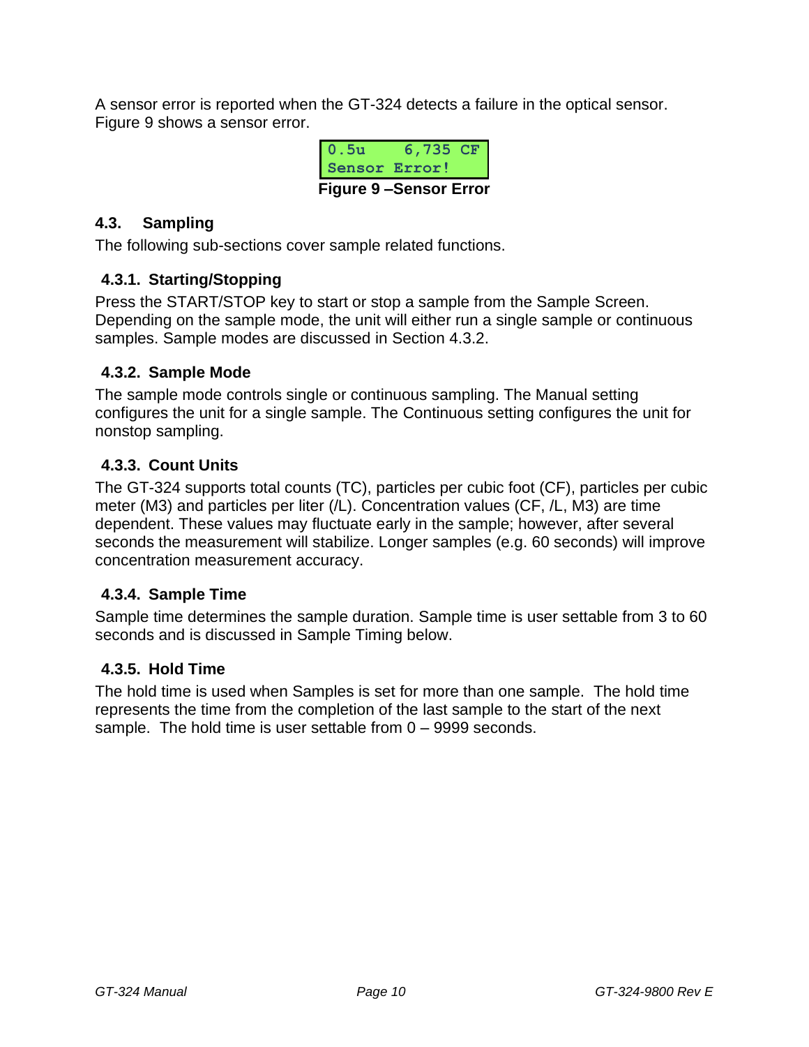A sensor error is reported when the GT-324 detects a failure in the optical sensor. Figure 9 shows a sensor error.

```
0.5u     6,735 CF
Sensor Error!
```

**Figure 9 –Sensor Error**

## 4.3. Sampling

The following sub-sections cover sample related functions.

### 4.3.1. Starting/Stopping

Press the START/STOP key to start or stop a sample from the Sample Screen. Depending on the sample mode, the unit will either run a single sample or continuous samples. Sample modes are discussed in Section 4.3.2.

### 4.3.2. Sample Mode

The sample mode controls single or continuous sampling. The Manual setting configures the unit for a single sample. The Continuous setting configures the unit for nonstop sampling.

### 4.3.3. Count Units

The GT-324 supports total counts (TC), particles per cubic foot (CF), particles per cubic meter (M3) and particles per liter (/L). Concentration values (CF, /L, M3) are time dependent. These values may fluctuate early in the sample; however, after several seconds the measurement will stabilize. Longer samples (e.g. 60 seconds) will improve concentration measurement accuracy.

### 4.3.4. Sample Time

Sample time determines the sample duration. Sample time is user settable from 3 to 60 seconds and is discussed in Sample Timing below.

### 4.3.5. Hold Time

The hold time is used when Samples is set for more than one sample. The hold time represents the time from the completion of the last sample to the start of the next sample. The hold time is user settable from 0 – 9999 seconds.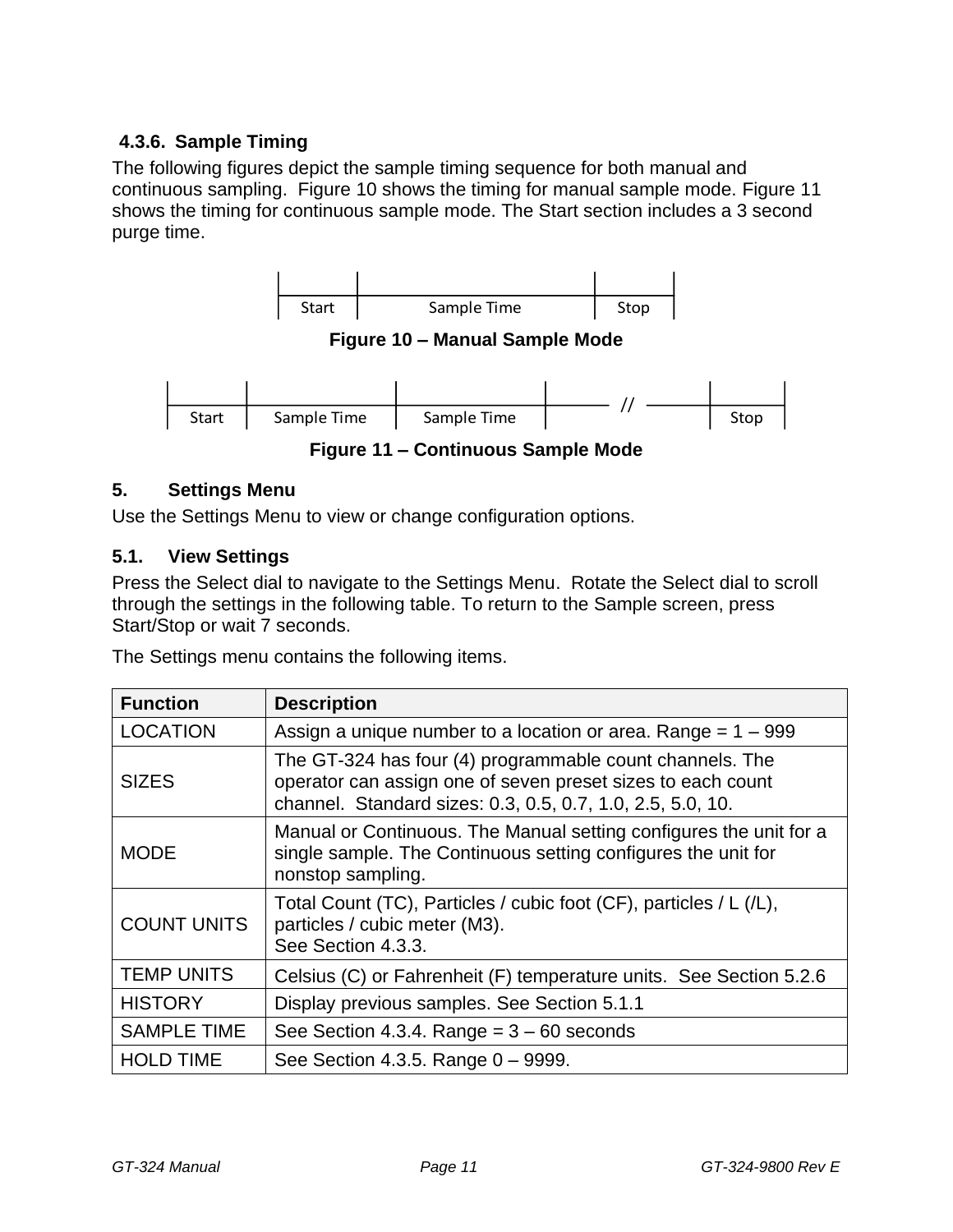### 4.3.6. Sample Timing

The following figures depict the sample timing sequence for both manual and continuous sampling. Figure 10 shows the timing for manual sample mode. Figure 11 shows the timing for continuous sample mode. The Start section includes a 3 second purge time.

| Start | Sample Time | Stop |
|---|---|---|

**Figure 10 – Manual Sample Mode**

| Start | Sample Time | Sample Time | // | Stop |
|---|---|---|---|---|

**Figure 11 – Continuous Sample Mode**

## 5. Settings Menu

Use the Settings Menu to view or change configuration options.

### 5.1. View Settings

Press the Select dial to navigate to the Settings Menu. Rotate the Select dial to scroll through the settings in the following table. To return to the Sample screen, press Start/Stop or wait 7 seconds.

The Settings menu contains the following items.

| Function | Description |
|---|---|
| LOCATION | Assign a unique number to a location or area. Range = 1 – 999 |
| SIZES | The GT-324 has four (4) programmable count channels. The operator can assign one of seven preset sizes to each count channel. Standard sizes: 0.3, 0.5, 0.7, 1.0, 2.5, 5.0, 10. |
| MODE | Manual or Continuous. The Manual setting configures the unit for a single sample. The Continuous setting configures the unit for nonstop sampling. |
| COUNT UNITS | Total Count (TC), Particles / cubic foot (CF), particles / L (/L), particles / cubic meter (M3).<br>See Section 4.3.3. |
| TEMP UNITS | Celsius (C) or Fahrenheit (F) temperature units. See Section 5.2.6 |
| HISTORY | Display previous samples. See Section 5.1.1 |
| SAMPLE TIME | See Section 4.3.4. Range = 3 – 60 seconds |
| HOLD TIME | See Section 4.3.5. Range 0 – 9999. |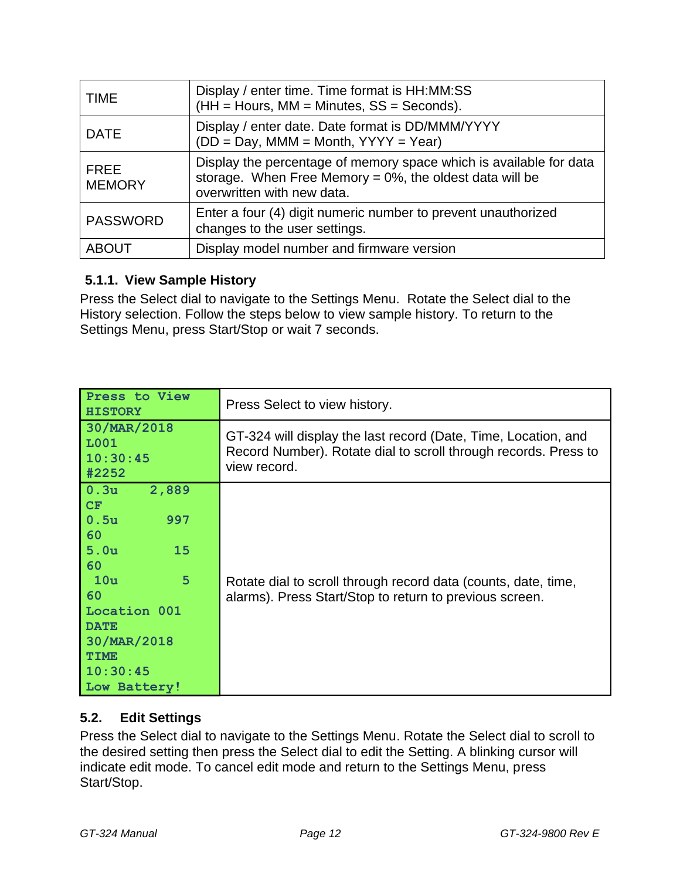| | |
|---|---|
| TIME | Display / enter time. Time format is HH:MM:SS (HH = Hours, MM = Minutes, SS = Seconds). |
| DATE | Display / enter date. Date format is DD/MMM/YYYY (DD = Day, MMM = Month, YYYY = Year) |
| FREE MEMORY | Display the percentage of memory space which is available for data storage. When Free Memory = 0%, the oldest data will be overwritten with new data. |
| PASSWORD | Enter a four (4) digit numeric number to prevent unauthorized changes to the user settings. |
| ABOUT | Display model number and firmware version |

### 5.1.1. View Sample History

Press the Select dial to navigate to the Settings Menu. Rotate the Select dial to the History selection. Follow the steps below to view sample history. To return to the Settings Menu, press Start/Stop or wait 7 seconds.

| | |
|---|---|
| **Press to View HISTORY** | Press Select to view history. |
| **30/MAR/2018 L001 10:30:45 #2252** | GT-324 will display the last record (Date, Time, Location, and Record Number). Rotate dial to scroll through records. Press to view record. |
| **0.3u 2,889 CF 0.5u 997 60 5.0u 15 60 10u 5 60 Location 001 DATE 30/MAR/2018 TIME 10:30:45 Low Battery!** | Rotate dial to scroll through record data (counts, date, time, alarms). Press Start/Stop to return to previous screen. |

## 5.2. Edit Settings

Press the Select dial to navigate to the Settings Menu. Rotate the Select dial to scroll to the desired setting then press the Select dial to edit the Setting. A blinking cursor will indicate edit mode. To cancel edit mode and return to the Settings Menu, press Start/Stop.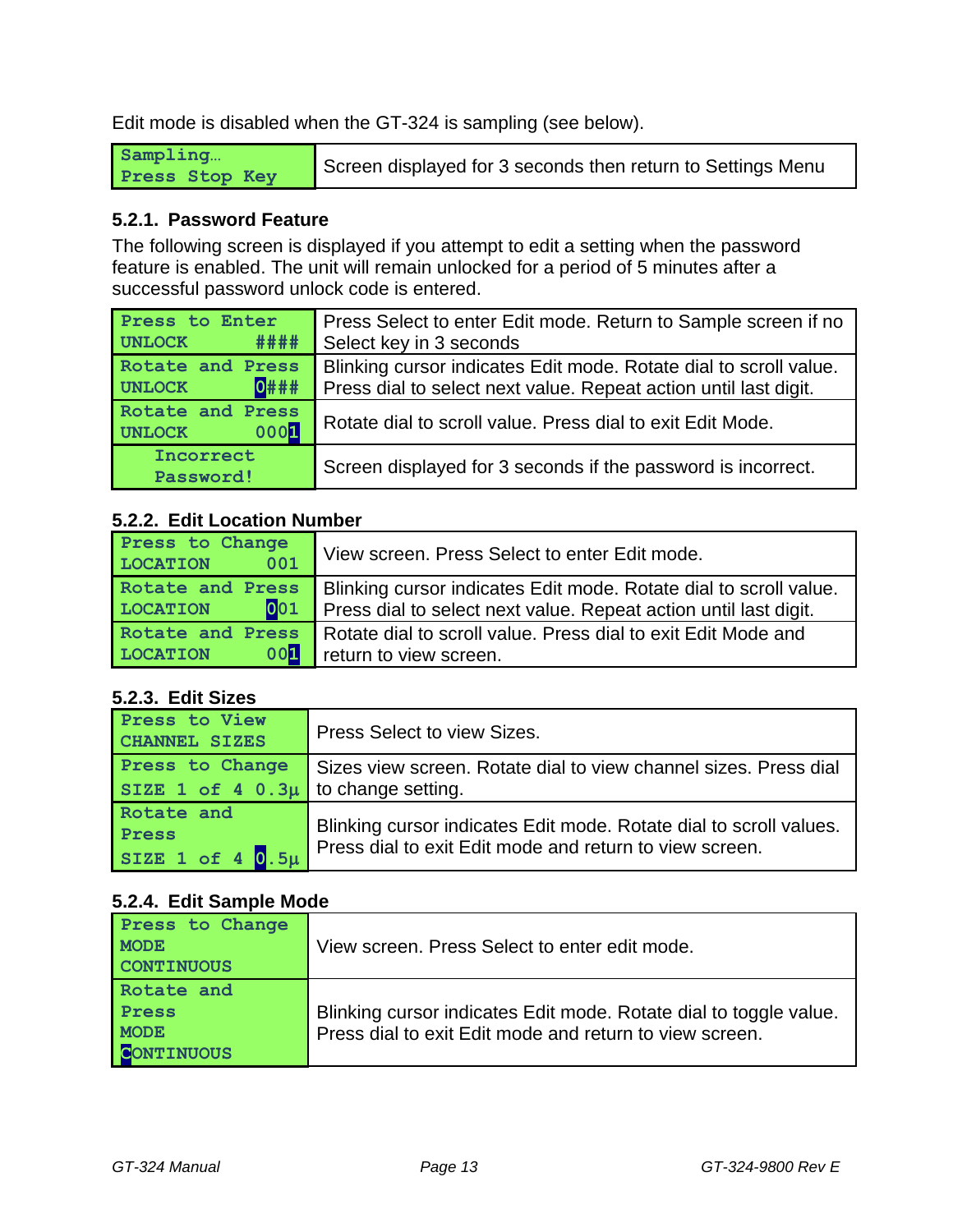Edit mode is disabled when the GT-324 is sampling (see below).

| | |
|---|---|
| Sampling… Press Stop Key | Screen displayed for 3 seconds then return to Settings Menu |

### 5.2.1. Password Feature

The following screen is displayed if you attempt to edit a setting when the password feature is enabled. The unit will remain unlocked for a period of 5 minutes after a successful password unlock code is entered.

| | |
|---|---|
| Press to Enter UNLOCK #### | Press Select to enter Edit mode. Return to Sample screen if no Select key in 3 seconds |
| Rotate and Press UNLOCK 0### | Blinking cursor indicates Edit mode. Rotate dial to scroll value. Press dial to select next value. Repeat action until last digit. |
| Rotate and Press UNLOCK 0001 | Rotate dial to scroll value. Press dial to exit Edit Mode. |
| Incorrect Password! | Screen displayed for 3 seconds if the password is incorrect. |

### 5.2.2. Edit Location Number

| | |
|---|---|
| Press to Change LOCATION 001 | View screen. Press Select to enter Edit mode. |
| Rotate and Press LOCATION 001 | Blinking cursor indicates Edit mode. Rotate dial to scroll value. Press dial to select next value. Repeat action until last digit. |
| Rotate and Press LOCATION 001 | Rotate dial to scroll value. Press dial to exit Edit Mode and return to view screen. |

### 5.2.3. Edit Sizes

| | |
|---|---|
| Press to View CHANNEL SIZES | Press Select to view Sizes. |
| Press to Change SIZE 1 of 4 0.3µ | Sizes view screen. Rotate dial to view channel sizes. Press dial to change setting. |
| Rotate and Press SIZE 1 of 4 0.5µ | Blinking cursor indicates Edit mode. Rotate dial to scroll values. Press dial to exit Edit mode and return to view screen. |

### 5.2.4. Edit Sample Mode

| | |
|---|---|
| Press to Change MODE CONTINUOUS | View screen. Press Select to enter edit mode. |
| Rotate and Press MODE CONTINUOUS | Blinking cursor indicates Edit mode. Rotate dial to toggle value. Press dial to exit Edit mode and return to view screen. |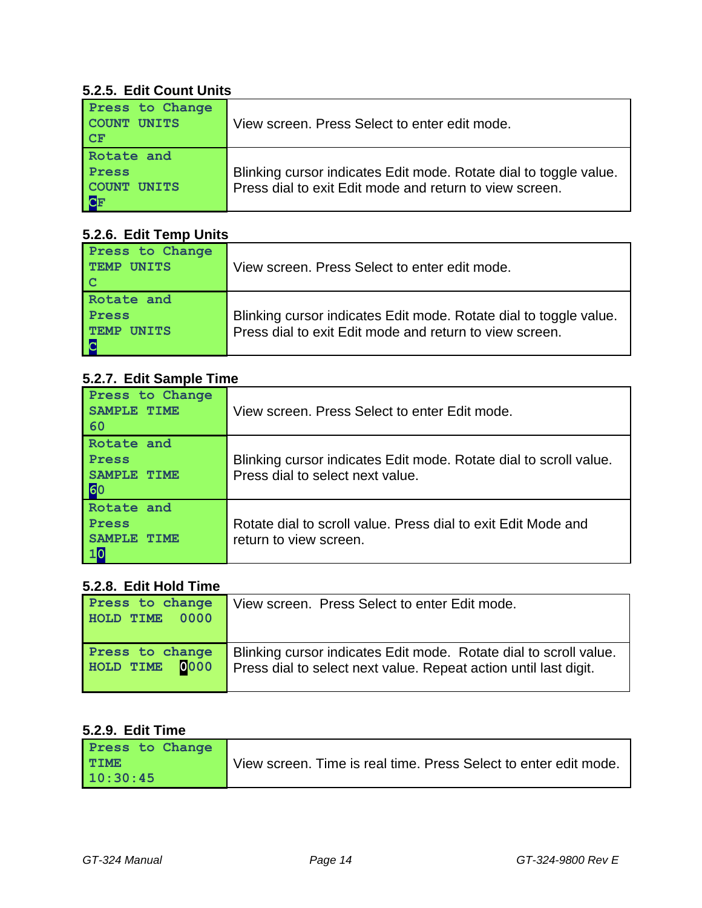### 5.2.5. Edit Count Units

| | |
|---|---|
| Press to Change<br>COUNT UNITS<br>CF | View screen. Press Select to enter edit mode. |
| Rotate and<br>Press<br>COUNT UNITS<br>CF | Blinking cursor indicates Edit mode. Rotate dial to toggle value. Press dial to exit Edit mode and return to view screen. |

### 5.2.6. Edit Temp Units

| | |
|---|---|
| Press to Change<br>TEMP UNITS<br>C | View screen. Press Select to enter edit mode. |
| Rotate and<br>Press<br>TEMP UNITS<br>C | Blinking cursor indicates Edit mode. Rotate dial to toggle value. Press dial to exit Edit mode and return to view screen. |

### 5.2.7. Edit Sample Time

| | |
|---|---|
| Press to Change<br>SAMPLE TIME<br>60 | View screen. Press Select to enter Edit mode. |
| Rotate and<br>Press<br>SAMPLE TIME<br>60 | Blinking cursor indicates Edit mode. Rotate dial to scroll value. Press dial to select next value. |
| Rotate and<br>Press<br>SAMPLE TIME<br>10 | Rotate dial to scroll value. Press dial to exit Edit Mode and return to view screen. |

### 5.2.8. Edit Hold Time

| | |
|---|---|
| Press to change<br>HOLD TIME 0000 | View screen. Press Select to enter Edit mode. |
| Press to change<br>HOLD TIME 0000 | Blinking cursor indicates Edit mode. Rotate dial to scroll value. Press dial to select next value. Repeat action until last digit. |

### 5.2.9. Edit Time

| | |
|---|---|
| Press to Change<br>TIME<br>10:30:45 | View screen. Time is real time. Press Select to enter edit mode. |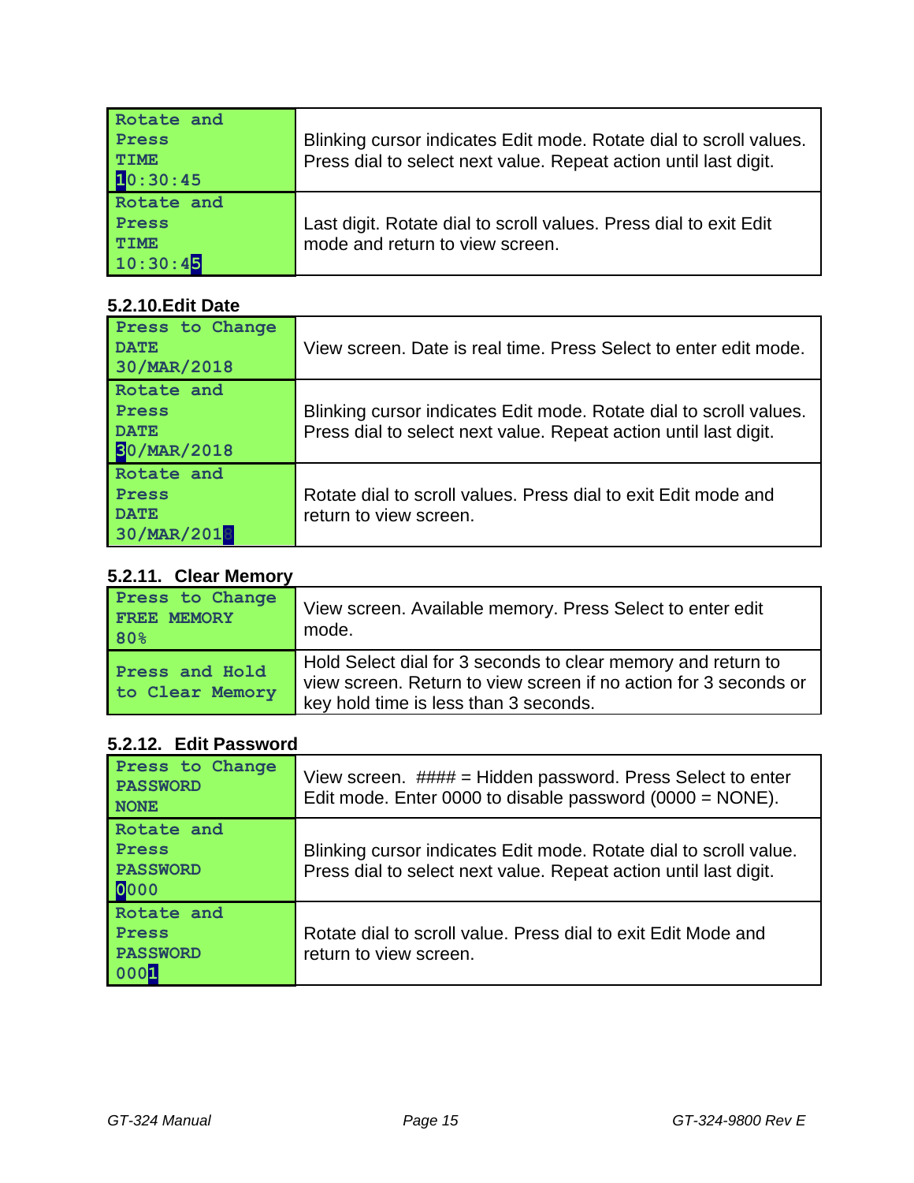| | |
|---|---|
| Rotate and Press<br>TIME<br>10:30:45 | Blinking cursor indicates Edit mode. Rotate dial to scroll values. Press dial to select next value. Repeat action until last digit. |
| Rotate and Press<br>TIME<br>10:30:45 | Last digit. Rotate dial to scroll values. Press dial to exit Edit mode and return to view screen. |

### 5.2.10. Edit Date

| | |
|---|---|
| Press to Change<br>DATE<br>30/MAR/2018 | View screen. Date is real time. Press Select to enter edit mode. |
| Rotate and Press<br>DATE<br>30/MAR/2018 | Blinking cursor indicates Edit mode. Rotate dial to scroll values. Press dial to select next value. Repeat action until last digit. |
| Rotate and Press<br>DATE<br>30/MAR/2018 | Rotate dial to scroll values. Press dial to exit Edit mode and return to view screen. |

### 5.2.11. Clear Memory

| | |
|---|---|
| Press to Change<br>FREE MEMORY<br>80% | View screen. Available memory. Press Select to enter edit mode. |
| Press and Hold to Clear Memory | Hold Select dial for 3 seconds to clear memory and return to view screen. Return to view screen if no action for 3 seconds or key hold time is less than 3 seconds. |

### 5.2.12. Edit Password

| | |
|---|---|
| Press to Change<br>PASSWORD<br>NONE | View screen. #### = Hidden password. Press Select to enter Edit mode. Enter 0000 to disable password (0000 = NONE). |
| Rotate and Press<br>PASSWORD<br>0000 | Blinking cursor indicates Edit mode. Rotate dial to scroll value. Press dial to select next value. Repeat action until last digit. |
| Rotate and Press<br>PASSWORD<br>0001 | Rotate dial to scroll value. Press dial to exit Edit Mode and return to view screen. |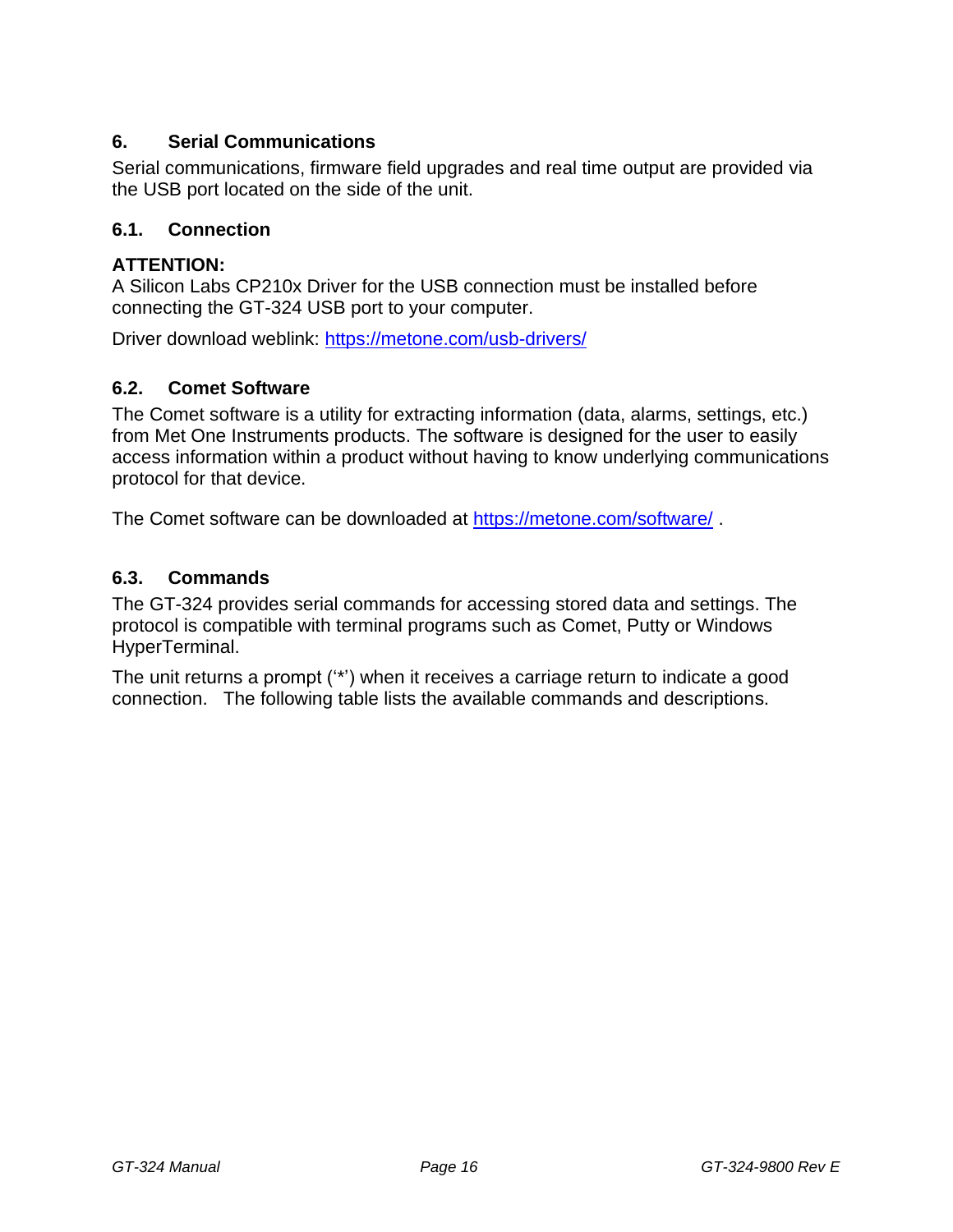## 6. Serial Communications

Serial communications, firmware field upgrades and real time output are provided via the USB port located on the side of the unit.

### 6.1. Connection

**ATTENTION:**
A Silicon Labs CP210x Driver for the USB connection must be installed before connecting the GT-324 USB port to your computer.

Driver download weblink: https://metone.com/usb-drivers/

### 6.2. Comet Software

The Comet software is a utility for extracting information (data, alarms, settings, etc.) from Met One Instruments products. The software is designed for the user to easily access information within a product without having to know underlying communications protocol for that device.

The Comet software can be downloaded at https://metone.com/software/ .

### 6.3. Commands

The GT-324 provides serial commands for accessing stored data and settings. The protocol is compatible with terminal programs such as Comet, Putty or Windows HyperTerminal.

The unit returns a prompt ('*') when it receives a carriage return to indicate a good connection. The following table lists the available commands and descriptions.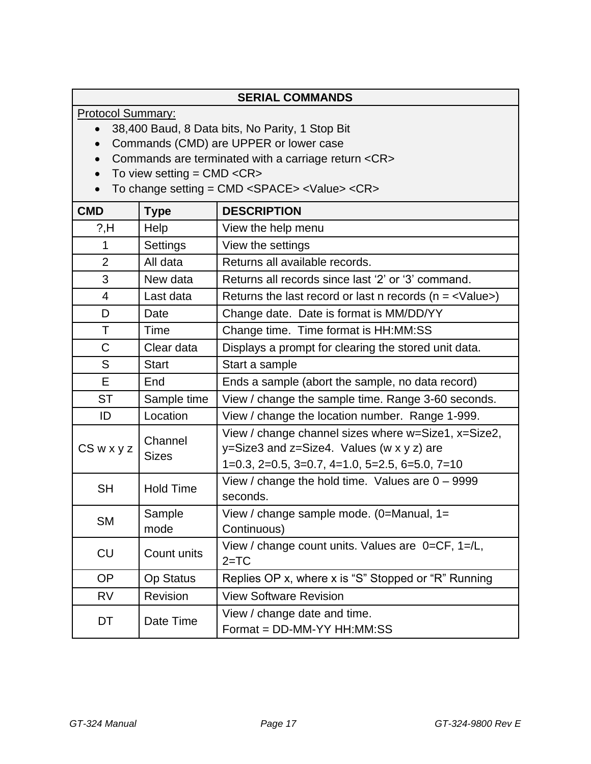## SERIAL COMMANDS

<u>Protocol Summary:</u>

- 38,400 Baud, 8 Data bits, No Parity, 1 Stop Bit
- Commands (CMD) are UPPER or lower case
- Commands are terminated with a carriage return <CR>
- To view setting = CMD <CR>
- To change setting = CMD <SPACE> <Value> <CR>

| CMD | Type | DESCRIPTION |
|---|---|---|
| ?,H | Help | View the help menu |
| 1 | Settings | View the settings |
| 2 | All data | Returns all available records. |
| 3 | New data | Returns all records since last '2' or '3' command. |
| 4 | Last data | Returns the last record or last n records (n = <Value>) |
| D | Date | Change date. Date is format is MM/DD/YY |
| T | Time | Change time. Time format is HH:MM:SS |
| C | Clear data | Displays a prompt for clearing the stored unit data. |
| S | Start | Start a sample |
| E | End | Ends a sample (abort the sample, no data record) |
| ST | Sample time | View / change the sample time. Range 3-60 seconds. |
| ID | Location | View / change the location number. Range 1-999. |
| CS w x y z | Channel Sizes | View / change channel sizes where w=Size1, x=Size2, y=Size3 and z=Size4. Values (w x y z) are 1=0.3, 2=0.5, 3=0.7, 4=1.0, 5=2.5, 6=5.0, 7=10 |
| SH | Hold Time | View / change the hold time. Values are 0 – 9999 seconds. |
| SM | Sample mode | View / change sample mode. (0=Manual, 1= Continuous) |
| CU | Count units | View / change count units. Values are 0=CF, 1=/L, 2=TC |
| OP | Op Status | Replies OP x, where x is "S" Stopped or "R" Running |
| RV | Revision | View Software Revision |
| DT | Date Time | View / change date and time. Format = DD-MM-YY HH:MM:SS |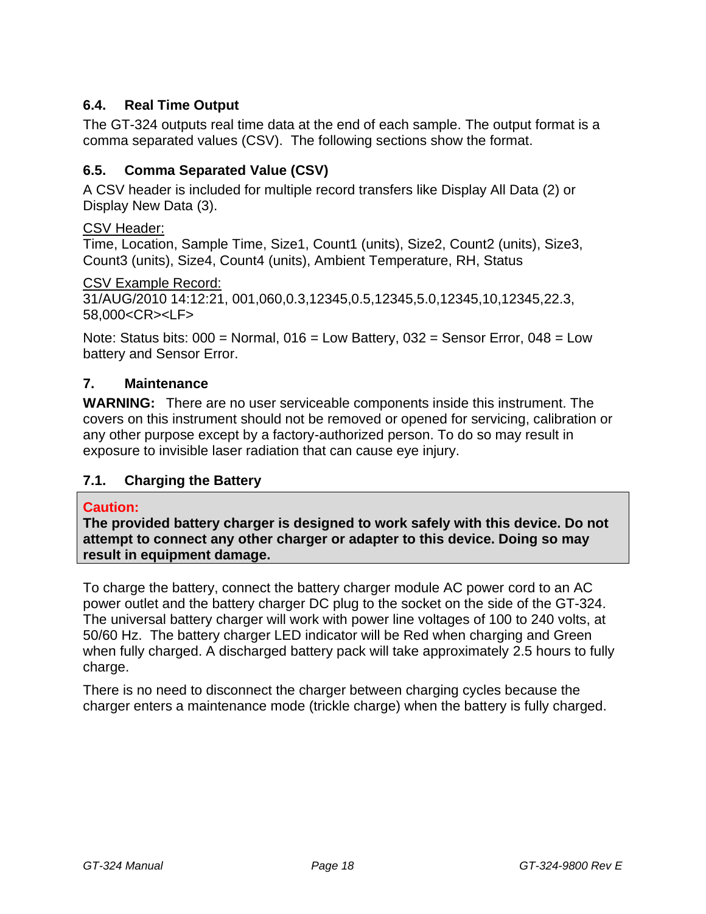## 6.4. Real Time Output

The GT-324 outputs real time data at the end of each sample. The output format is a comma separated values (CSV). The following sections show the format.

## 6.5. Comma Separated Value (CSV)

A CSV header is included for multiple record transfers like Display All Data (2) or Display New Data (3).

<u>CSV Header:</u>
Time, Location, Sample Time, Size1, Count1 (units), Size2, Count2 (units), Size3, Count3 (units), Size4, Count4 (units), Ambient Temperature, RH, Status

<u>CSV Example Record:</u>
31/AUG/2010 14:12:21, 001,060,0.3,12345,0.5,12345,5.0,12345,10,12345,22.3, 58,000<CR><LF>

Note: Status bits: 000 = Normal, 016 = Low Battery, 032 = Sensor Error, 048 = Low battery and Sensor Error.

# 7. Maintenance

**WARNING:** There are no user serviceable components inside this instrument. The covers on this instrument should not be removed or opened for servicing, calibration or any other purpose except by a factory-authorized person. To do so may result in exposure to invisible laser radiation that can cause eye injury.

## 7.1. Charging the Battery

> **Caution:**
> **The provided battery charger is designed to work safely with this device. Do not attempt to connect any other charger or adapter to this device. Doing so may result in equipment damage.**

To charge the battery, connect the battery charger module AC power cord to an AC power outlet and the battery charger DC plug to the socket on the side of the GT-324. The universal battery charger will work with power line voltages of 100 to 240 volts, at 50/60 Hz. The battery charger LED indicator will be Red when charging and Green when fully charged. A discharged battery pack will take approximately 2.5 hours to fully charge.

There is no need to disconnect the charger between charging cycles because the charger enters a maintenance mode (trickle charge) when the battery is fully charged.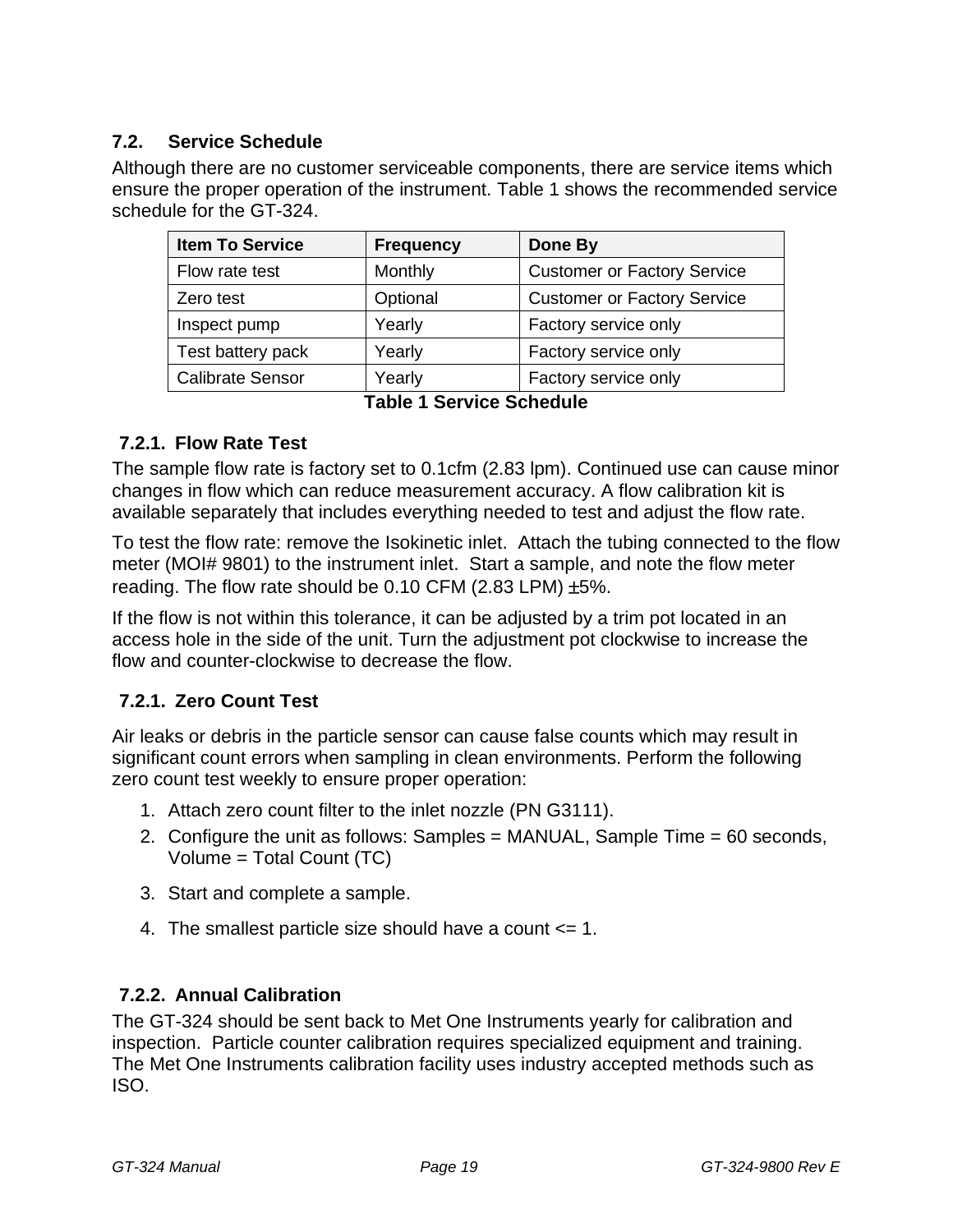## 7.2. Service Schedule

Although there are no customer serviceable components, there are service items which ensure the proper operation of the instrument. Table 1 shows the recommended service schedule for the GT-324.

| Item To Service | Frequency | Done By |
|---|---|---|
| Flow rate test | Monthly | Customer or Factory Service |
| Zero test | Optional | Customer or Factory Service |
| Inspect pump | Yearly | Factory service only |
| Test battery pack | Yearly | Factory service only |
| Calibrate Sensor | Yearly | Factory service only |

**Table 1 Service Schedule**

### 7.2.1. Flow Rate Test

The sample flow rate is factory set to 0.1cfm (2.83 lpm). Continued use can cause minor changes in flow which can reduce measurement accuracy. A flow calibration kit is available separately that includes everything needed to test and adjust the flow rate.

To test the flow rate: remove the Isokinetic inlet. Attach the tubing connected to the flow meter (MOI# 9801) to the instrument inlet. Start a sample, and note the flow meter reading. The flow rate should be 0.10 CFM (2.83 LPM) ±5%.

If the flow is not within this tolerance, it can be adjusted by a trim pot located in an access hole in the side of the unit. Turn the adjustment pot clockwise to increase the flow and counter-clockwise to decrease the flow.

### 7.2.1. Zero Count Test

Air leaks or debris in the particle sensor can cause false counts which may result in significant count errors when sampling in clean environments. Perform the following zero count test weekly to ensure proper operation:

1. Attach zero count filter to the inlet nozzle (PN G3111).
2. Configure the unit as follows: Samples = MANUAL, Sample Time = 60 seconds, Volume = Total Count (TC)
3. Start and complete a sample.
4. The smallest particle size should have a count <= 1.

### 7.2.2. Annual Calibration

The GT-324 should be sent back to Met One Instruments yearly for calibration and inspection. Particle counter calibration requires specialized equipment and training. The Met One Instruments calibration facility uses industry accepted methods such as ISO.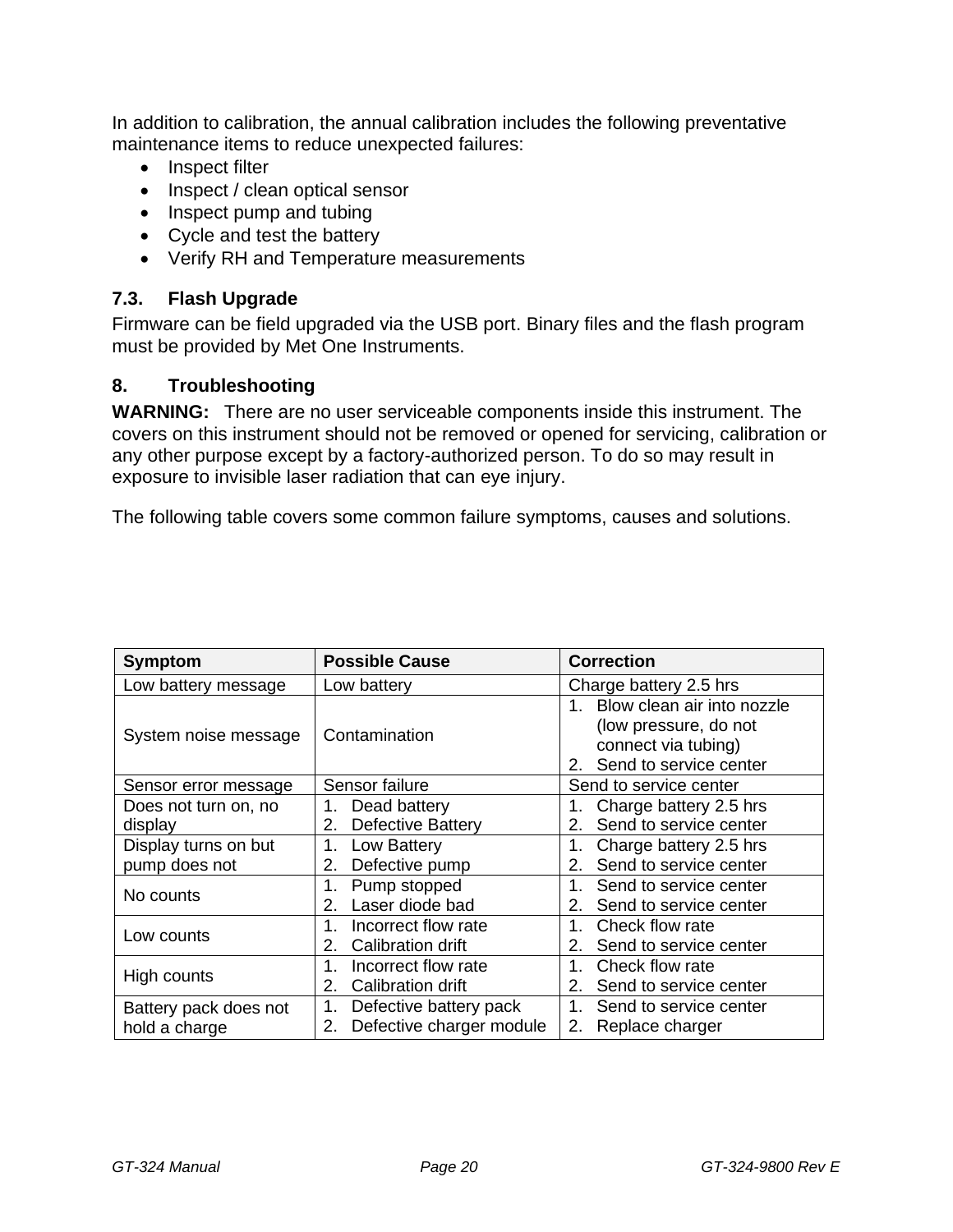In addition to calibration, the annual calibration includes the following preventative maintenance items to reduce unexpected failures:

- Inspect filter
- Inspect / clean optical sensor
- Inspect pump and tubing
- Cycle and test the battery
- Verify RH and Temperature measurements

## 7.3. Flash Upgrade

Firmware can be field upgraded via the USB port. Binary files and the flash program must be provided by Met One Instruments.

# 8. Troubleshooting

**WARNING:** There are no user serviceable components inside this instrument. The covers on this instrument should not be removed or opened for servicing, calibration or any other purpose except by a factory-authorized person. To do so may result in exposure to invisible laser radiation that can eye injury.

The following table covers some common failure symptoms, causes and solutions.

| Symptom | Possible Cause | Correction |
|---|---|---|
| Low battery message | Low battery | Charge battery 2.5 hrs |
| System noise message | Contamination | 1. Blow clean air into nozzle (low pressure, do not connect via tubing)<br>2. Send to service center |
| Sensor error message | Sensor failure | Send to service center |
| Does not turn on, no display | 1. Dead battery<br>2. Defective Battery | 1. Charge battery 2.5 hrs<br>2. Send to service center |
| Display turns on but pump does not | 1. Low Battery<br>2. Defective pump | 1. Charge battery 2.5 hrs<br>2. Send to service center |
| No counts | 1. Pump stopped<br>2. Laser diode bad | 1. Send to service center<br>2. Send to service center |
| Low counts | 1. Incorrect flow rate<br>2. Calibration drift | 1. Check flow rate<br>2. Send to service center |
| High counts | 1. Incorrect flow rate<br>2. Calibration drift | 1. Check flow rate<br>2. Send to service center |
| Battery pack does not hold a charge | 1. Defective battery pack<br>2. Defective charger module | 1. Send to service center<br>2. Replace charger |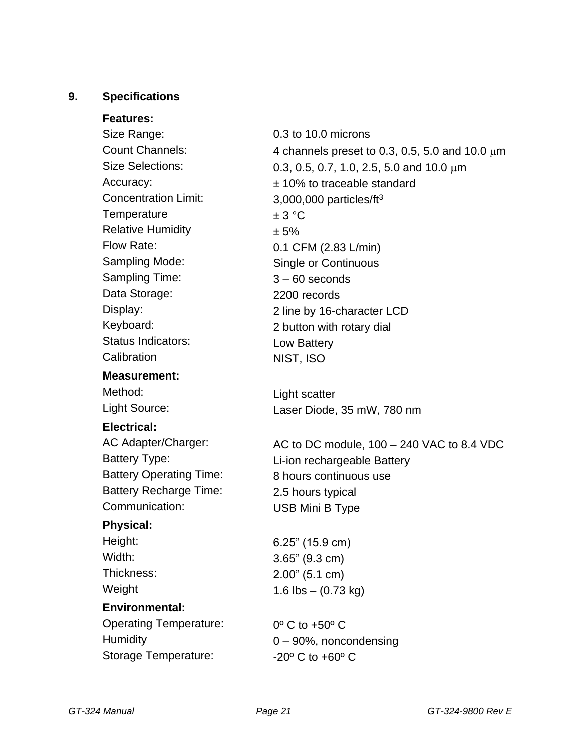## 9. Specifications

**Features:**

| | |
|---|---|
| Size Range: | 0.3 to 10.0 microns |
| Count Channels: | 4 channels preset to 0.3, 0.5, 5.0 and 10.0 μm |
| Size Selections: | 0.3, 0.5, 0.7, 1.0, 2.5, 5.0 and 10.0 μm |
| Accuracy: | ± 10% to traceable standard |
| Concentration Limit: | 3,000,000 particles/ft$^3$ |
| Temperature | ± 3 °C |
| Relative Humidity | ± 5% |
| Flow Rate: | 0.1 CFM (2.83 L/min) |
| Sampling Mode: | Single or Continuous |
| Sampling Time: | 3 – 60 seconds |
| Data Storage: | 2200 records |
| Display: | 2 line by 16-character LCD |
| Keyboard: | 2 button with rotary dial |
| Status Indicators: | Low Battery |
| Calibration | NIST, ISO |

**Measurement:**

| | |
|---|---|
| Method: | Light scatter |
| Light Source: | Laser Diode, 35 mW, 780 nm |

**Electrical:**

| | |
|---|---|
| AC Adapter/Charger: | AC to DC module, 100 – 240 VAC to 8.4 VDC |
| Battery Type: | Li-ion rechargeable Battery |
| Battery Operating Time: | 8 hours continuous use |
| Battery Recharge Time: | 2.5 hours typical |
| Communication: | USB Mini B Type |

**Physical:**

| | |
|---|---|
| Height: | 6.25” (15.9 cm) |
| Width: | 3.65” (9.3 cm) |
| Thickness: | 2.00” (5.1 cm) |
| Weight | 1.6 lbs – (0.73 kg) |

**Environmental:**

| | |
|---|---|
| Operating Temperature: | 0º C to +50º C |
| Humidity | 0 – 90%, noncondensing |
| Storage Temperature: | -20º C to +60º C |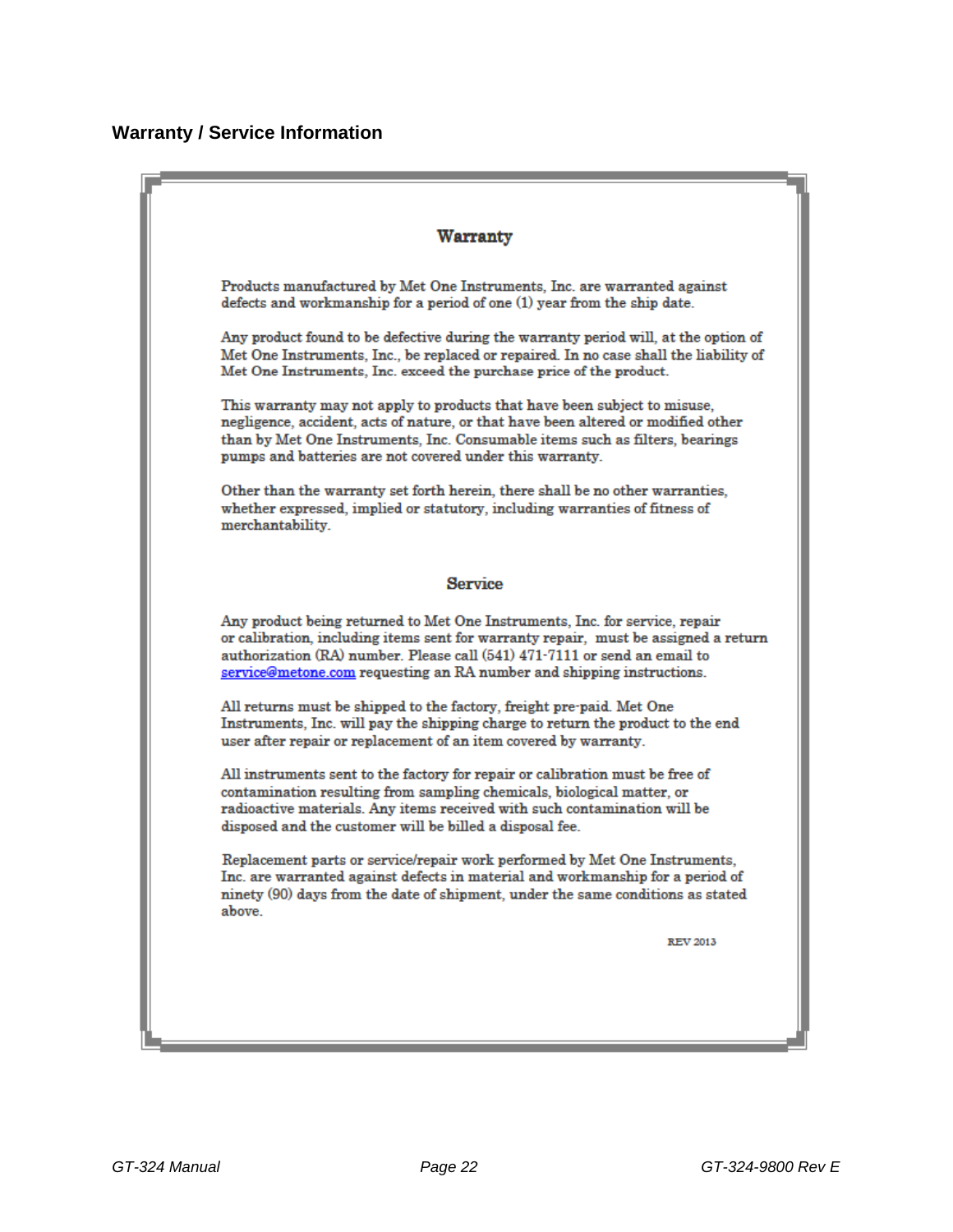## Warranty / Service Information

### Warranty

Products manufactured by Met One Instruments, Inc. are warranted against defects and workmanship for a period of one (1) year from the ship date.

Any product found to be defective during the warranty period will, at the option of Met One Instruments, Inc., be replaced or repaired. In no case shall the liability of Met One Instruments, Inc. exceed the purchase price of the product.

This warranty may not apply to products that have been subject to misuse, negligence, accident, acts of nature, or that have been altered or modified other than by Met One Instruments, Inc. Consumable items such as filters, bearings pumps and batteries are not covered under this warranty.

Other than the warranty set forth herein, there shall be no other warranties, whether expressed, implied or statutory, including warranties of fitness of merchantability.

### Service

Any product being returned to Met One Instruments, Inc. for service, repair or calibration, including items sent for warranty repair, must be assigned a return authorization (RA) number. Please call (541) 471-7111 or send an email to service@metone.com requesting an RA number and shipping instructions.

All returns must be shipped to the factory, freight pre-paid. Met One Instruments, Inc. will pay the shipping charge to return the product to the end user after repair or replacement of an item covered by warranty.

All instruments sent to the factory for repair or calibration must be free of contamination resulting from sampling chemicals, biological matter, or radioactive materials. Any items received with such contamination will be disposed and the customer will be billed a disposal fee.

Replacement parts or service/repair work performed by Met One Instruments, Inc. are warranted against defects in material and workmanship for a period of ninety (90) days from the date of shipment, under the same conditions as stated above.

REV 2013